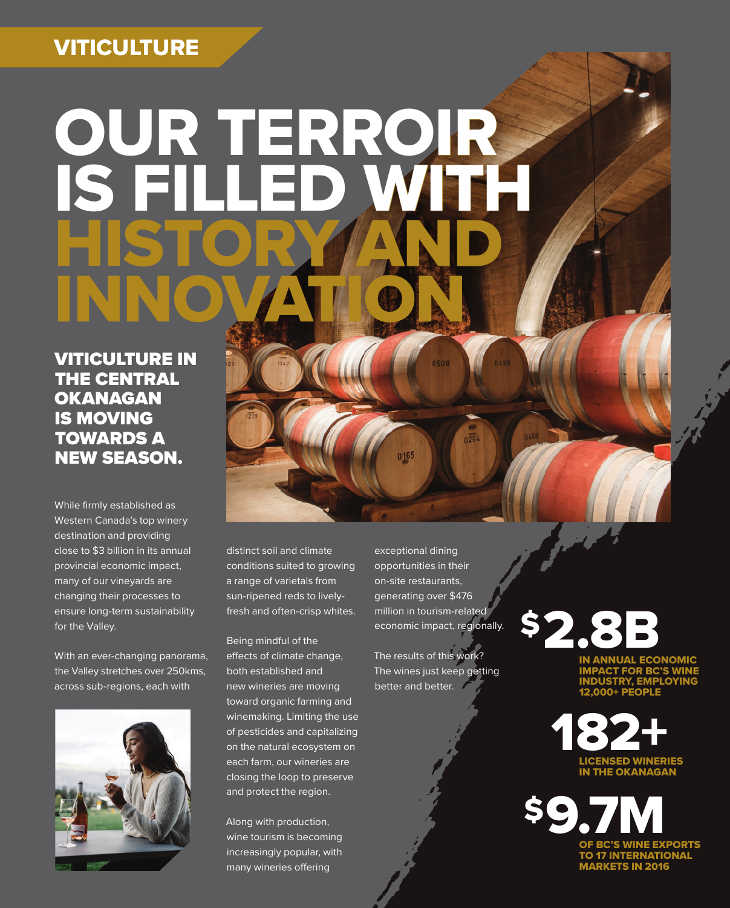VITICULTURE

# OUR TERROIR IS FILLED WITH HISTORY AND INNOVATION

## VITICULTURE IN THE CENTRAL OKANAGAN IS MOVING TOWARDS A NEW SEASON.

While firmly established as Western Canada's top winery destination and providing close to $3 billion in its annual provincial economic impact, many of our vineyards are changing their processes to ensure long-term sustainability for the Valley.

With an ever-changing panorama, the Valley stretches over 250kms, across sub-regions, each with distinct soil and climate conditions suited to growing a range of varietals from sun-ripened reds to lively-fresh and often-crisp whites.

Being mindful of the effects of climate change, both established and new wineries are moving toward organic farming and winemaking. Limiting the use of pesticides and capitalizing on the natural ecosystem on each farm, our wineries are closing the loop to preserve and protect the region.

Along with production, wine tourism is becoming increasingly popular, with many wineries offering exceptional dining opportunities in their on-site restaurants, generating over $476 million in tourism-related economic impact, regionally.

The results of this work? The wines just keep getting better and better.

**$2.8B**
IN ANNUAL ECONOMIC IMPACT FOR BC'S WINE INDUSTRY, EMPLOYING 12,000+ PEOPLE

**182+**
LICENSED WINERIES IN THE OKANAGAN

**$9.7M**
OF BC'S WINE EXPORTS TO 17 INTERNATIONAL MARKETS IN 2016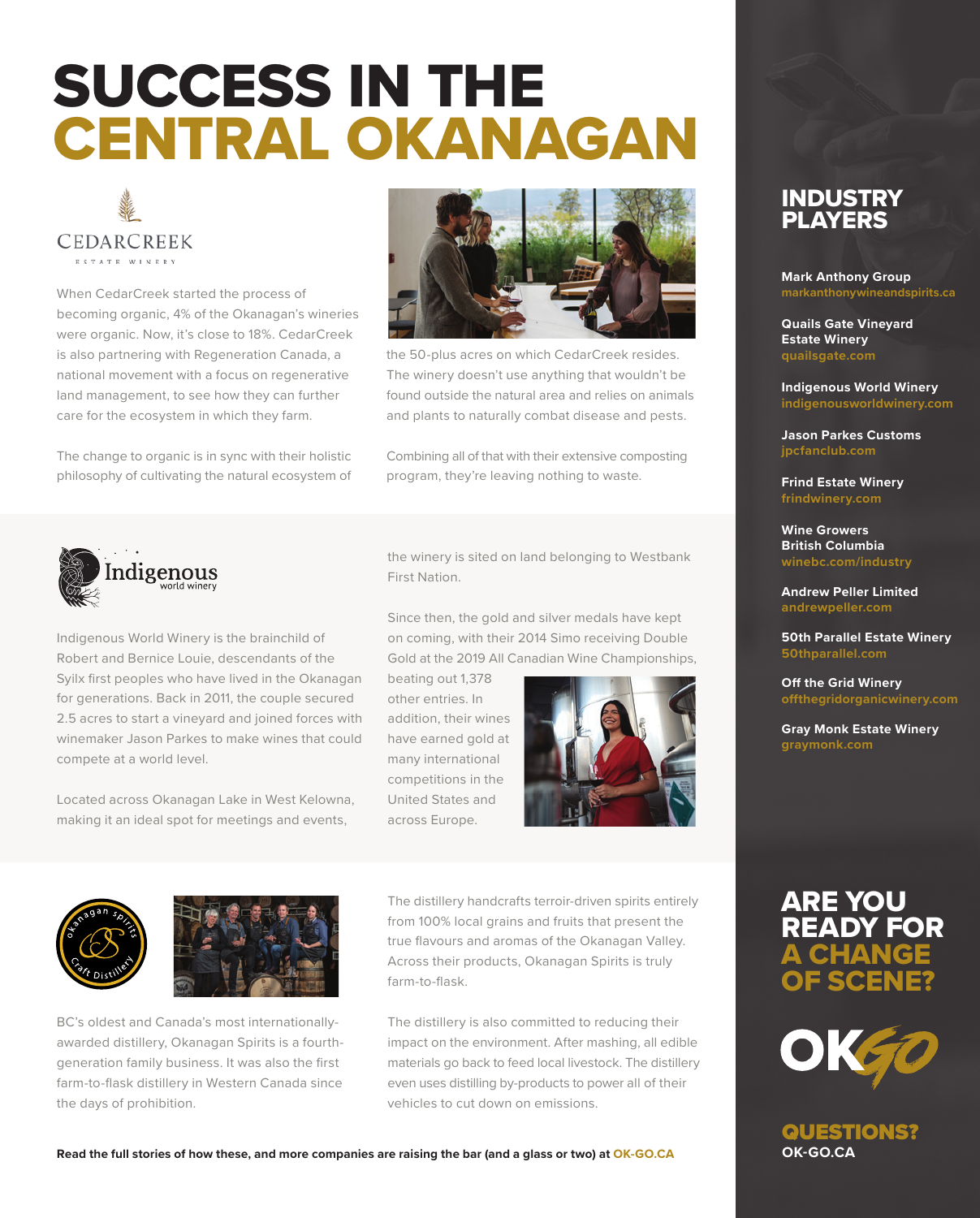# SUCCESS IN THE CENTRAL OKANAGAN

CEDARCREEK
ESTATE WINERY

When CedarCreek started the process of becoming organic, 4% of the Okanagan's wineries were organic. Now, it's close to 18%. CedarCreek is also partnering with Regeneration Canada, a national movement with a focus on regenerative land management, to see how they can further care for the ecosystem in which they farm.

The change to organic is in sync with their holistic philosophy of cultivating the natural ecosystem of the 50-plus acres on which CedarCreek resides. The winery doesn't use anything that wouldn't be found outside the natural area and relies on animals and plants to naturally combat disease and pests.

Combining all of that with their extensive composting program, they're leaving nothing to waste.

Indigenous
world winery

Indigenous World Winery is the brainchild of Robert and Bernice Louie, descendants of the Syilx first peoples who have lived in the Okanagan for generations. Back in 2011, the couple secured 2.5 acres to start a vineyard and joined forces with winemaker Jason Parkes to make wines that could compete at a world level.

Located across Okanagan Lake in West Kelowna, making it an ideal spot for meetings and events, the winery is sited on land belonging to Westbank First Nation.

Since then, the gold and silver medals have kept on coming, with their 2014 Simo receiving Double Gold at the 2019 All Canadian Wine Championships, beating out 1,378 other entries. In addition, their wines have earned gold at many international competitions in the United States and across Europe.

Okanagan Spirits Craft Distillery

BC's oldest and Canada's most internationally-awarded distillery, Okanagan Spirits is a fourth-generation family business. It was also the first farm-to-flask distillery in Western Canada since the days of prohibition.

The distillery handcrafts terroir-driven spirits entirely from 100% local grains and fruits that present the true flavours and aromas of the Okanagan Valley. Across their products, Okanagan Spirits is truly farm-to-flask.

The distillery is also committed to reducing their impact on the environment. After mashing, all edible materials go back to feed local livestock. The distillery even uses distilling by-products to power all of their vehicles to cut down on emissions.

**Read the full stories of how these, and more companies are raising the bar (and a glass or two) at OK-GO.CA**

## INDUSTRY PLAYERS

**Mark Anthony Group**
markanthonywineandspirits.ca

**Quails Gate Vineyard Estate Winery**
quailsgate.com

**Indigenous World Winery**
indigenousworldwinery.com

**Jason Parkes Customs**
jpcfanclub.com

**Frind Estate Winery**
frindwinery.com

**Wine Growers British Columbia**
winebc.com/industry

**Andrew Peller Limited**
andrewpeller.com

**50th Parallel Estate Winery**
50thparallel.com

**Off the Grid Winery**
offthegridorganicwinery.com

**Gray Monk Estate Winery**
graymonk.com

## ARE YOU READY FOR A CHANGE OF SCENE?

OKGO

**QUESTIONS?**
OK-GO.CA